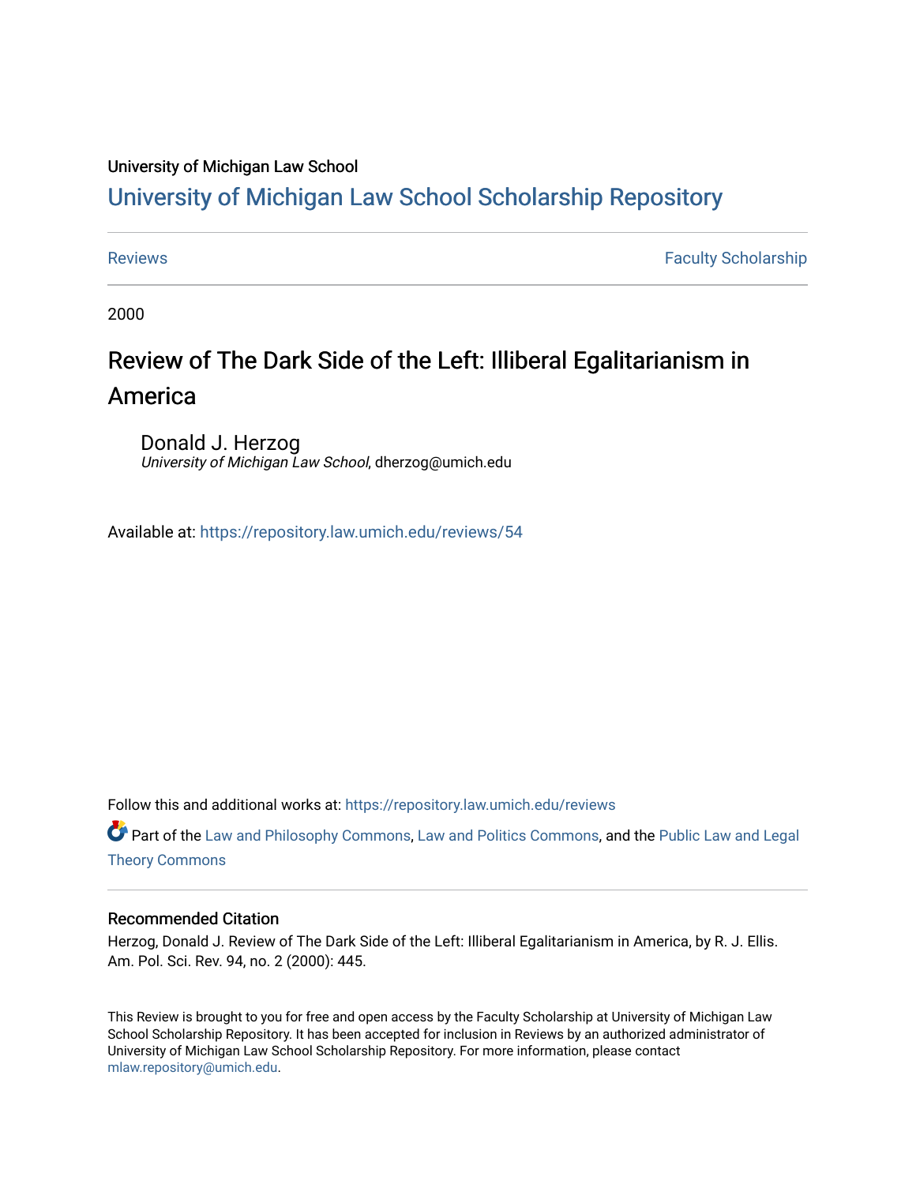University of Michigan Law School

# University of Michigan Law School Scholarship Repository

Reviews | Faculty Scholarship

2000

## Review of The Dark Side of the Left: Illiberal Egalitarianism in America

Donald J. Herzog
*University of Michigan Law School*, dherzog@umich.edu

Available at: https://repository.law.umich.edu/reviews/54

Follow this and additional works at: https://repository.law.umich.edu/reviews

Part of the Law and Philosophy Commons, Law and Politics Commons, and the Public Law and Legal Theory Commons

### Recommended Citation

Herzog, Donald J. Review of The Dark Side of the Left: Illiberal Egalitarianism in America, by R. J. Ellis. Am. Pol. Sci. Rev. 94, no. 2 (2000): 445.

This Review is brought to you for free and open access by the Faculty Scholarship at University of Michigan Law School Scholarship Repository. It has been accepted for inclusion in Reviews by an authorized administrator of University of Michigan Law School Scholarship Repository. For more information, please contact mlaw.repository@umich.edu.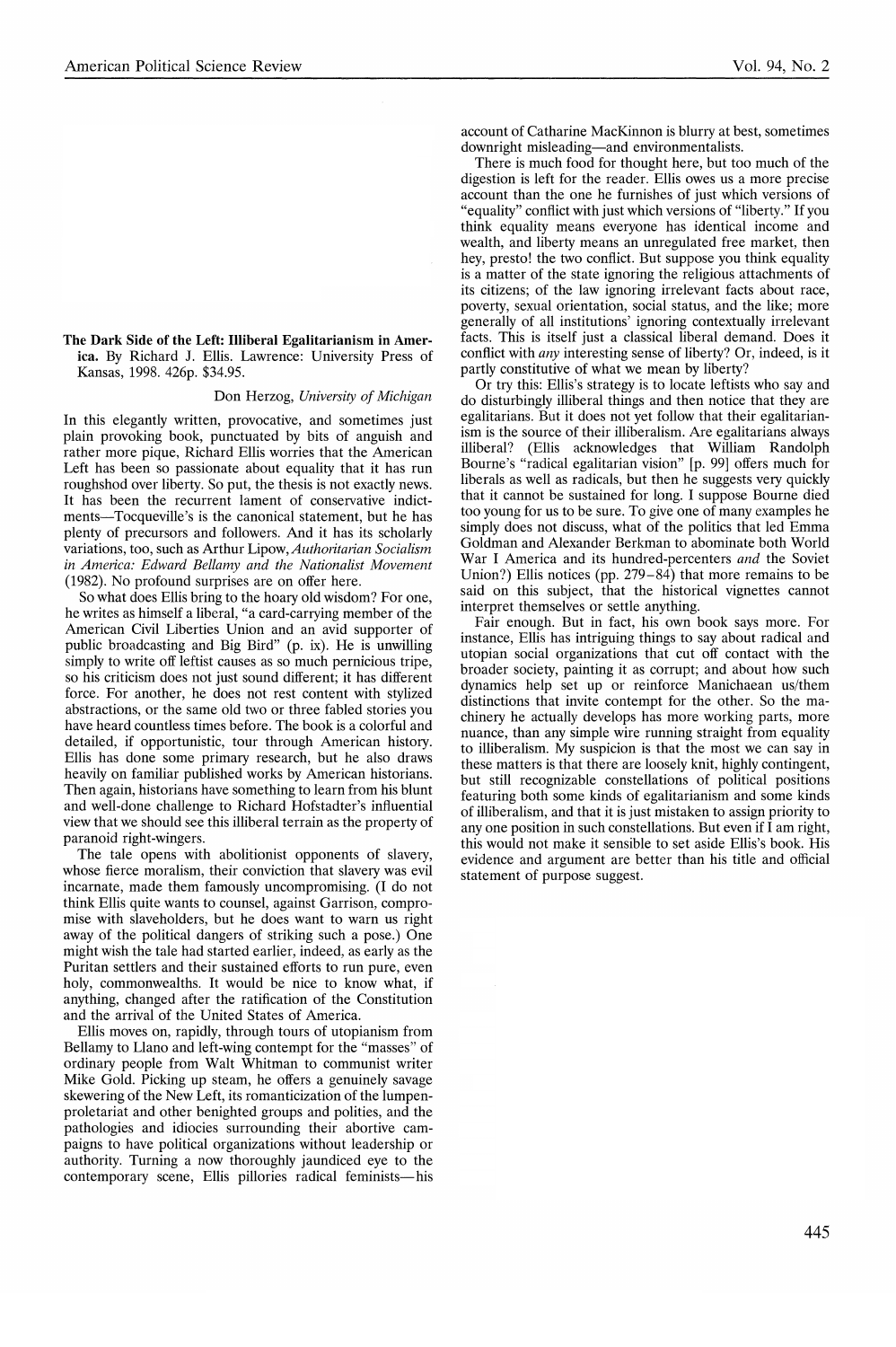**The Dark Side of the Left: Illiberal Egalitarianism in America.** By Richard J. Ellis. Lawrence: University Press of Kansas, 1998. 426p. $34.95.

Don Herzog, *University of Michigan*

In this elegantly written, provocative, and sometimes just plain provoking book, punctuated by bits of anguish and rather more pique, Richard Ellis worries that the American Left has been so passionate about equality that it has run roughshod over liberty. So put, the thesis is not exactly news. It has been the recurrent lament of conservative indictments—Tocqueville's is the canonical statement, but he has plenty of precursors and followers. And it has its scholarly variations, too, such as Arthur Lipow, *Authoritarian Socialism in America: Edward Bellamy and the Nationalist Movement* (1982). No profound surprises are on offer here.

So what does Ellis bring to the hoary old wisdom? For one, he writes as himself a liberal, "a card-carrying member of the American Civil Liberties Union and an avid supporter of public broadcasting and Big Bird" (p. ix). He is unwilling simply to write off leftist causes as so much pernicious tripe, so his criticism does not just sound different; it has different force. For another, he does not rest content with stylized abstractions, or the same old two or three fabled stories you have heard countless times before. The book is a colorful and detailed, if opportunistic, tour through American history. Ellis has done some primary research, but he also draws heavily on familiar published works by American historians. Then again, historians have something to learn from his blunt and well-done challenge to Richard Hofstadter's influential view that we should see this illiberal terrain as the property of paranoid right-wingers.

The tale opens with abolitionist opponents of slavery, whose fierce moralism, their conviction that slavery was evil incarnate, made them famously uncompromising. (I do not think Ellis quite wants to counsel, against Garrison, compromise with slaveholders, but he does want to warn us right away of the political dangers of striking such a pose.) One might wish the tale had started earlier, indeed, as early as the Puritan settlers and their sustained efforts to run pure, even holy, commonwealths. It would be nice to know what, if anything, changed after the ratification of the Constitution and the arrival of the United States of America.

Ellis moves on, rapidly, through tours of utopianism from Bellamy to Llano and left-wing contempt for the "masses" of ordinary people from Walt Whitman to communist writer Mike Gold. Picking up steam, he offers a genuinely savage skewering of the New Left, its romanticization of the lumpenproletariat and other benighted groups and polities, and the pathologies and idiocies surrounding their abortive campaigns to have political organizations without leadership or authority. Turning a now thoroughly jaundiced eye to the contemporary scene, Ellis pillories radical feminists—his account of Catharine MacKinnon is blurry at best, sometimes downright misleading—and environmentalists.

There is much food for thought here, but too much of the digestion is left for the reader. Ellis owes us a more precise account than the one he furnishes of just which versions of "equality" conflict with just which versions of "liberty." If you think equality means everyone has identical income and wealth, and liberty means an unregulated free market, then hey, presto! the two conflict. But suppose you think equality is a matter of the state ignoring the religious attachments of its citizens; of the law ignoring irrelevant facts about race, poverty, sexual orientation, social status, and the like; more generally of all institutions' ignoring contextually irrelevant facts. This is itself just a classical liberal demand. Does it conflict with *any* interesting sense of liberty? Or, indeed, is it partly constitutive of what we mean by liberty?

Or try this: Ellis's strategy is to locate leftists who say and do disturbingly illiberal things and then notice that they are egalitarians. But it does not yet follow that their egalitarianism is the source of their illiberalism. Are egalitarians always illiberal? (Ellis acknowledges that William Randolph Bourne's "radical egalitarian vision" [p. 99] offers much for liberals as well as radicals, but then he suggests very quickly that it cannot be sustained for long. I suppose Bourne died too young for us to be sure. To give one of many examples he simply does not discuss, what of the politics that led Emma Goldman and Alexander Berkman to abominate both World War I America and its hundred-percenters *and* the Soviet Union?) Ellis notices (pp. 279–84) that more remains to be said on this subject, that the historical vignettes cannot interpret themselves or settle anything.

Fair enough. But in fact, his own book says more. For instance, Ellis has intriguing things to say about radical and utopian social organizations that cut off contact with the broader society, painting it as corrupt; and about how such dynamics help set up or reinforce Manichaean us/them distinctions that invite contempt for the other. So the machinery he actually develops has more working parts, more nuance, than any simple wire running straight from equality to illiberalism. My suspicion is that the most we can say in these matters is that there are loosely knit, highly contingent, but still recognizable constellations of political positions featuring both some kinds of egalitarianism and some kinds of illiberalism, and that it is just mistaken to assign priority to any one position in such constellations. But even if I am right, this would not make it sensible to set aside Ellis's book. His evidence and argument are better than his title and official statement of purpose suggest.